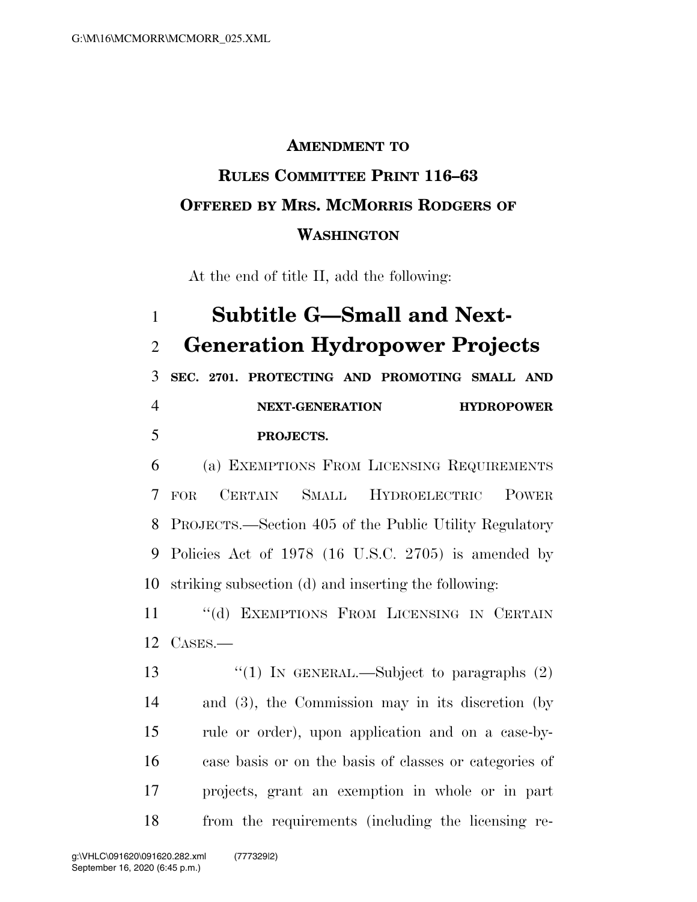**AMENDMENT TO**
**RULES COMMITTEE PRINT 116–63**
**OFFERED BY MRS. MCMORRIS RODGERS OF WASHINGTON**

At the end of title II, add the following:

# Subtitle G—Small and Next-Generation Hydropower Projects

**SEC. 2701. PROTECTING AND PROMOTING SMALL AND NEXT-GENERATION HYDROPOWER PROJECTS.**

(a) EXEMPTIONS FROM LICENSING REQUIREMENTS FOR CERTAIN SMALL HYDROELECTRIC POWER PROJECTS.—Section 405 of the Public Utility Regulatory Policies Act of 1978 (16 U.S.C. 2705) is amended by striking subsection (d) and inserting the following:

"(d) EXEMPTIONS FROM LICENSING IN CERTAIN CASES.—

"(1) IN GENERAL.—Subject to paragraphs (2) and (3), the Commission may in its discretion (by rule or order), upon application and on a case-by-case basis or on the basis of classes or categories of projects, grant an exemption in whole or in part from the requirements (including the licensing re-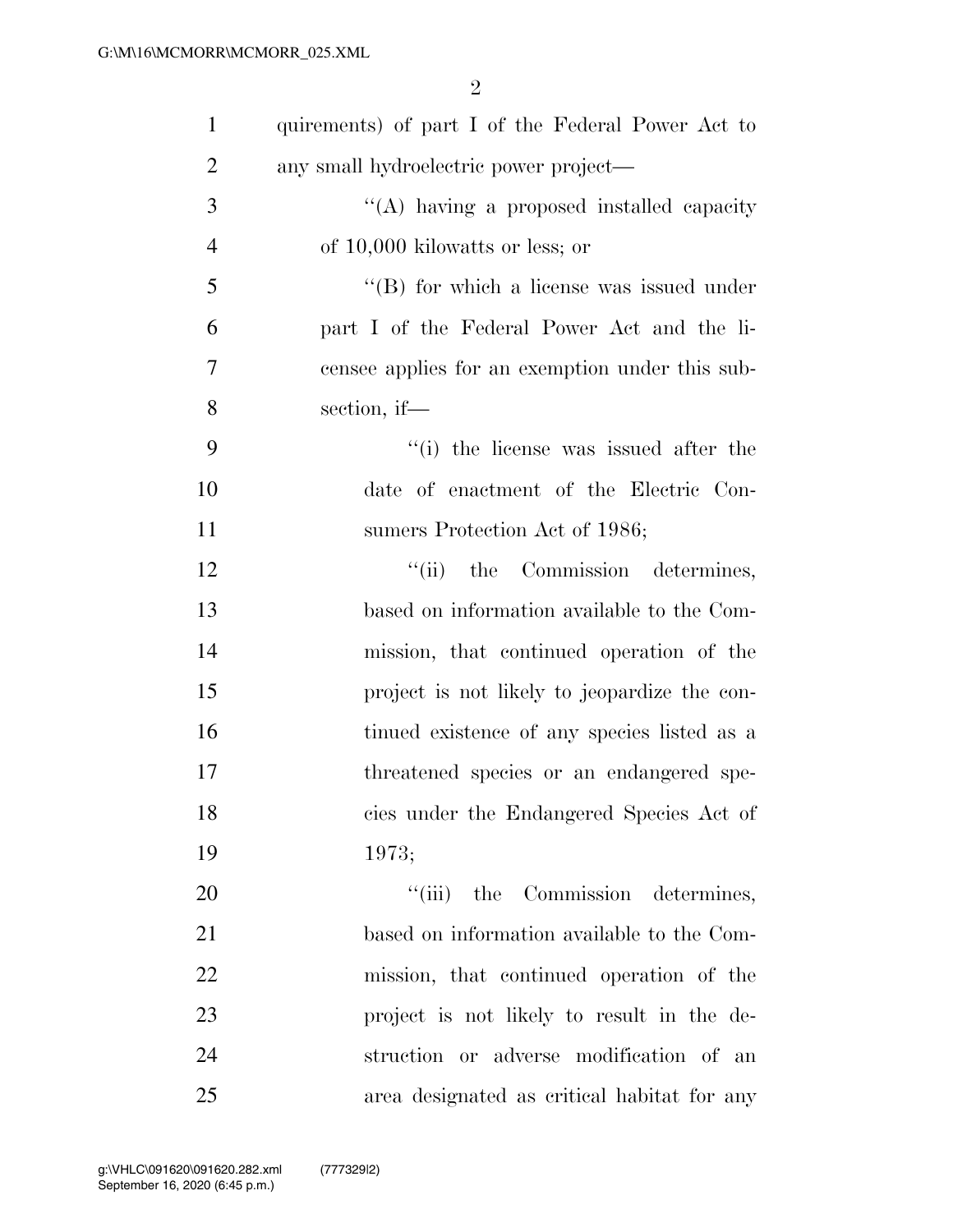quirements) of part I of the Federal Power Act to any small hydroelectric power project—

"(A) having a proposed installed capacity of 10,000 kilowatts or less; or

"(B) for which a license was issued under part I of the Federal Power Act and the licensee applies for an exemption under this subsection, if—

"(i) the license was issued after the date of enactment of the Electric Consumers Protection Act of 1986;

"(ii) the Commission determines, based on information available to the Commission, that continued operation of the project is not likely to jeopardize the continued existence of any species listed as a threatened species or an endangered species under the Endangered Species Act of 1973;

"(iii) the Commission determines, based on information available to the Commission, that continued operation of the project is not likely to result in the destruction or adverse modification of an area designated as critical habitat for any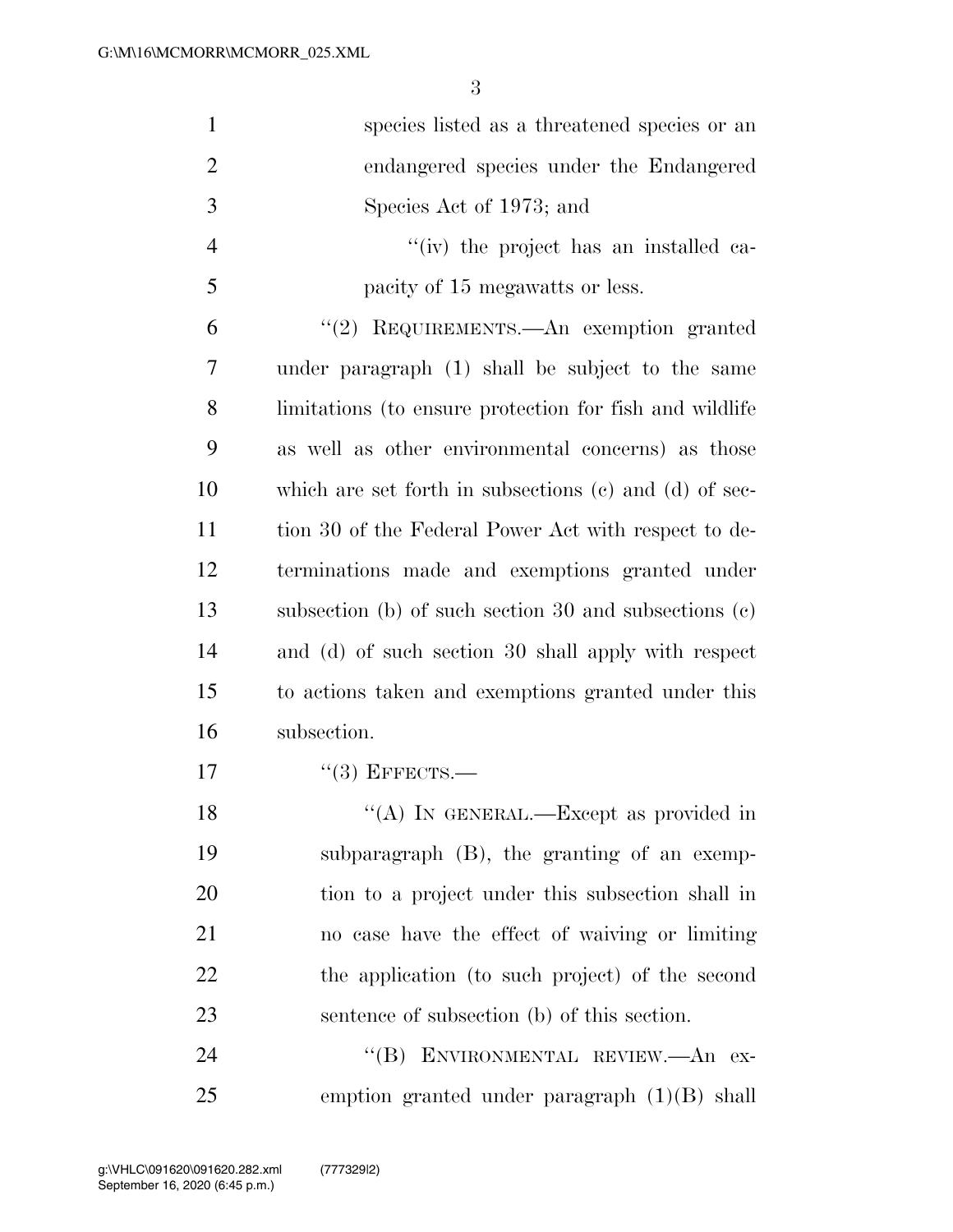species listed as a threatened species or an endangered species under the Endangered Species Act of 1973; and

"(iv) the project has an installed capacity of 15 megawatts or less.

"(2) REQUIREMENTS.—An exemption granted under paragraph (1) shall be subject to the same limitations (to ensure protection for fish and wildlife as well as other environmental concerns) as those which are set forth in subsections (c) and (d) of section 30 of the Federal Power Act with respect to determinations made and exemptions granted under subsection (b) of such section 30 and subsections (c) and (d) of such section 30 shall apply with respect to actions taken and exemptions granted under this subsection.

"(3) EFFECTS.—

"(A) IN GENERAL.—Except as provided in subparagraph (B), the granting of an exemption to a project under this subsection shall in no case have the effect of waiving or limiting the application (to such project) of the second sentence of subsection (b) of this section.

"(B) ENVIRONMENTAL REVIEW.—An exemption granted under paragraph (1)(B) shall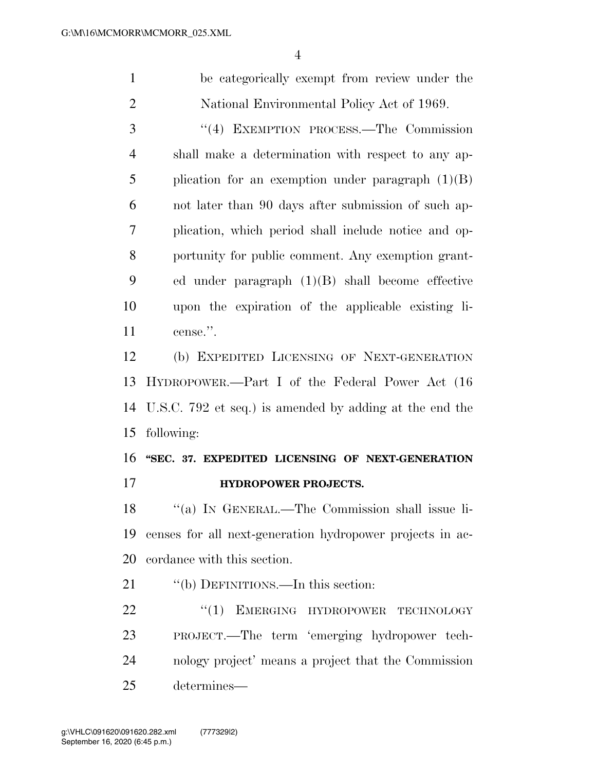be categorically exempt from review under the National Environmental Policy Act of 1969.

"(4) EXEMPTION PROCESS.—The Commission shall make a determination with respect to any application for an exemption under paragraph (1)(B) not later than 90 days after submission of such application, which period shall include notice and opportunity for public comment. Any exemption granted under paragraph (1)(B) shall become effective upon the expiration of the applicable existing license.".

(b) EXPEDITED LICENSING OF NEXT-GENERATION HYDROPOWER.—Part I of the Federal Power Act (16 U.S.C. 792 et seq.) is amended by adding at the end the following:

**"SEC. 37. EXPEDITED LICENSING OF NEXT-GENERATION HYDROPOWER PROJECTS.**

"(a) IN GENERAL.—The Commission shall issue licenses for all next-generation hydropower projects in accordance with this section.

"(b) DEFINITIONS.—In this section:

"(1) EMERGING HYDROPOWER TECHNOLOGY PROJECT.—The term 'emerging hydropower technology project' means a project that the Commission determines—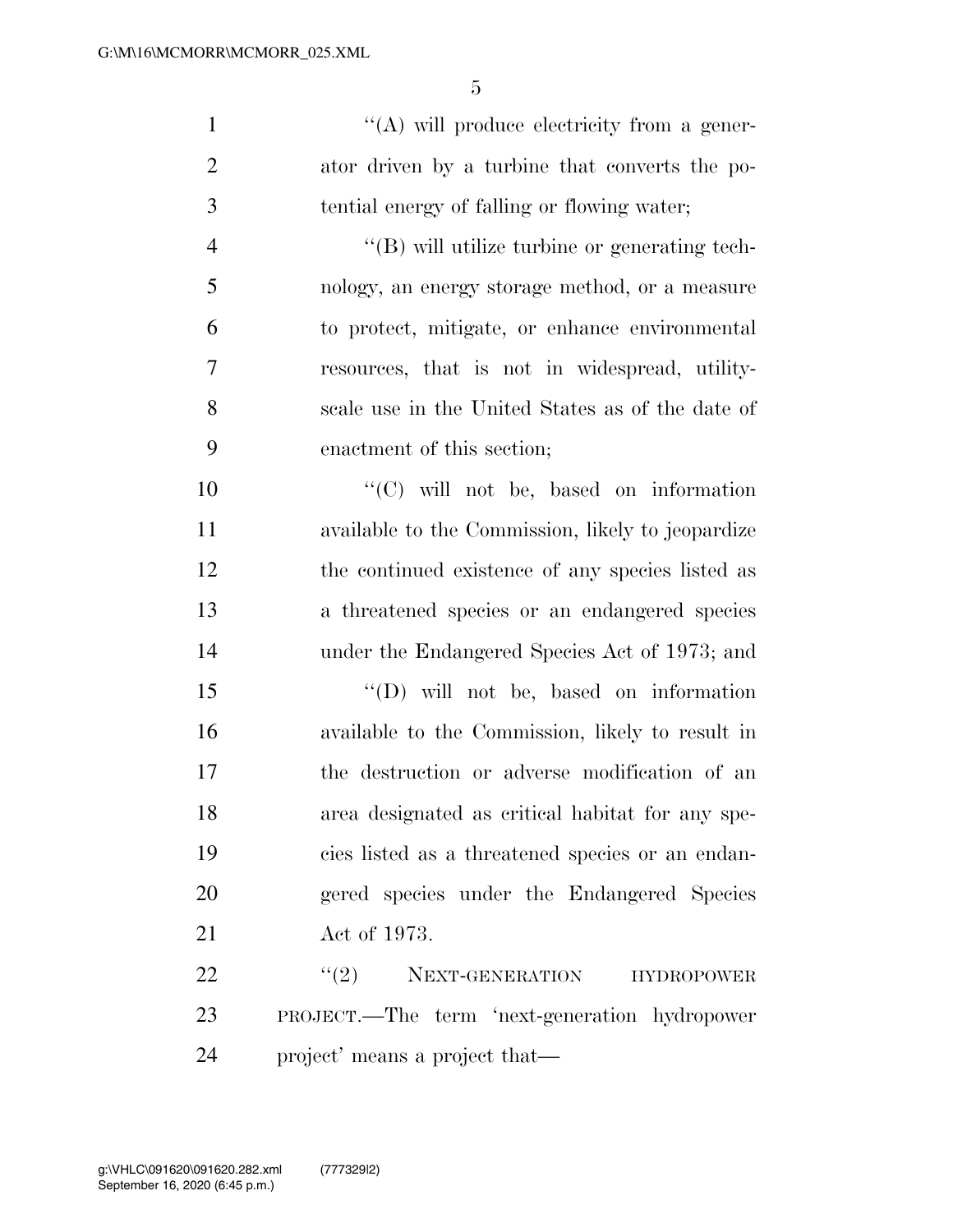''(A) will produce electricity from a generator driven by a turbine that converts the potential energy of falling or flowing water;

''(B) will utilize turbine or generating technology, an energy storage method, or a measure to protect, mitigate, or enhance environmental resources, that is not in widespread, utility-scale use in the United States as of the date of enactment of this section;

''(C) will not be, based on information available to the Commission, likely to jeopardize the continued existence of any species listed as a threatened species or an endangered species under the Endangered Species Act of 1973; and

''(D) will not be, based on information available to the Commission, likely to result in the destruction or adverse modification of an area designated as critical habitat for any species listed as a threatened species or an endangered species under the Endangered Species Act of 1973.

''(2) NEXT-GENERATION HYDROPOWER PROJECT.—The term 'next-generation hydropower project' means a project that—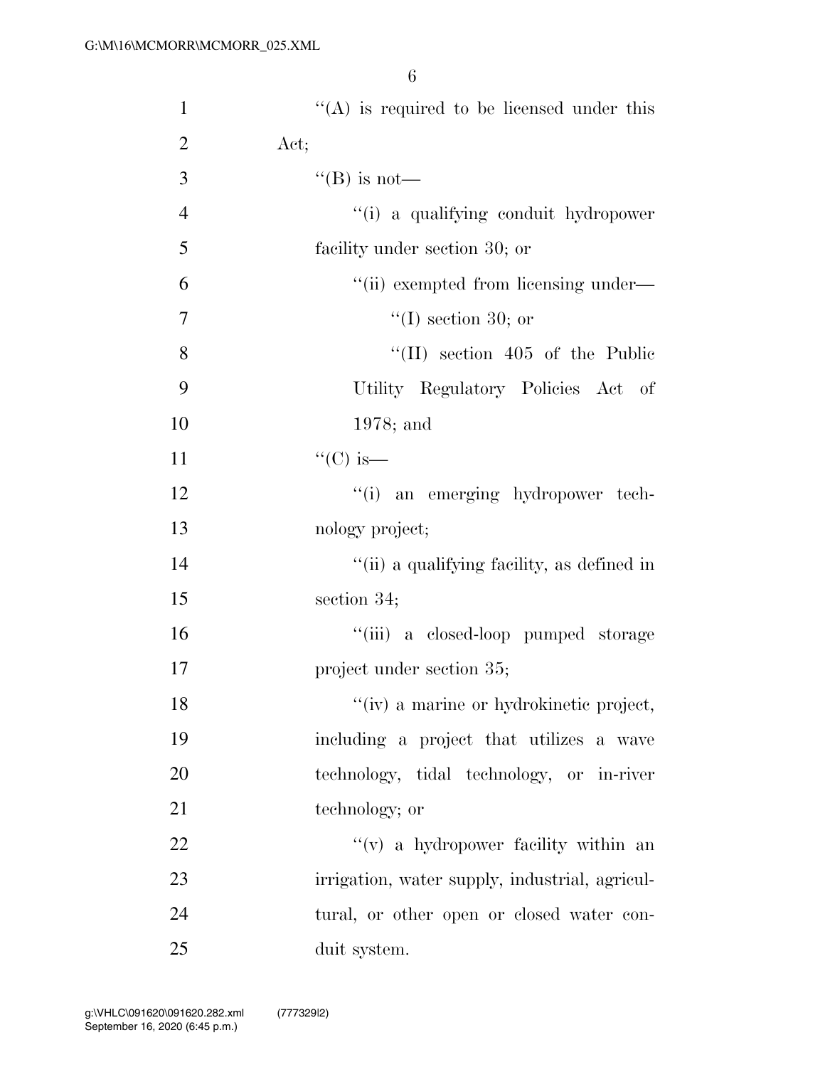''(A) is required to be licensed under this Act;

''(B) is not—

''(i) a qualifying conduit hydropower facility under section 30; or

''(ii) exempted from licensing under—

''(I) section 30; or

''(II) section 405 of the Public Utility Regulatory Policies Act of 1978; and

''(C) is—

''(i) an emerging hydropower technology project;

''(ii) a qualifying facility, as defined in section 34;

''(iii) a closed-loop pumped storage project under section 35;

''(iv) a marine or hydrokinetic project, including a project that utilizes a wave technology, tidal technology, or in-river technology; or

''(v) a hydropower facility within an irrigation, water supply, industrial, agricultural, or other open or closed water conduit system.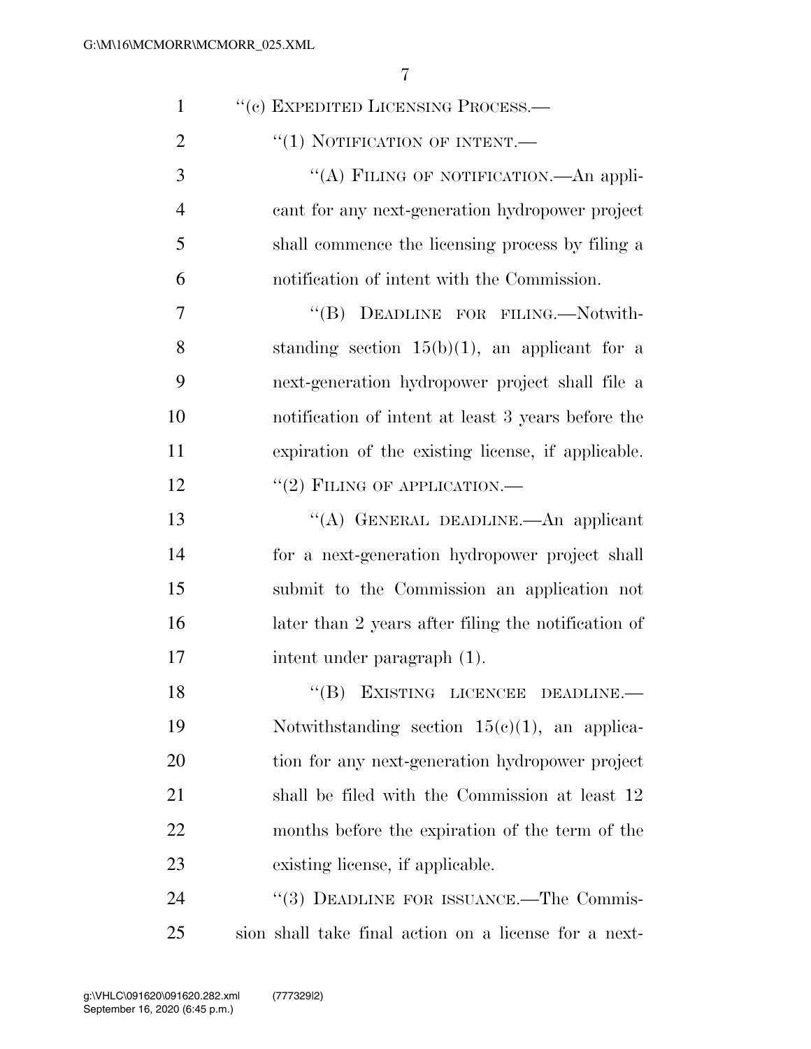"(c) EXPEDITED LICENSING PROCESS.—

"(1) NOTIFICATION OF INTENT.—

"(A) FILING OF NOTIFICATION.—An applicant for any next-generation hydropower project shall commence the licensing process by filing a notification of intent with the Commission.

"(B) DEADLINE FOR FILING.—Notwithstanding section 15(b)(1), an applicant for a next-generation hydropower project shall file a notification of intent at least 3 years before the expiration of the existing license, if applicable.

"(2) FILING OF APPLICATION.—

"(A) GENERAL DEADLINE.—An applicant for a next-generation hydropower project shall submit to the Commission an application not later than 2 years after filing the notification of intent under paragraph (1).

"(B) EXISTING LICENCEE DEADLINE.—Notwithstanding section 15(c)(1), an application for any next-generation hydropower project shall be filed with the Commission at least 12 months before the expiration of the term of the existing license, if applicable.

"(3) DEADLINE FOR ISSUANCE.—The Commission shall take final action on a license for a next-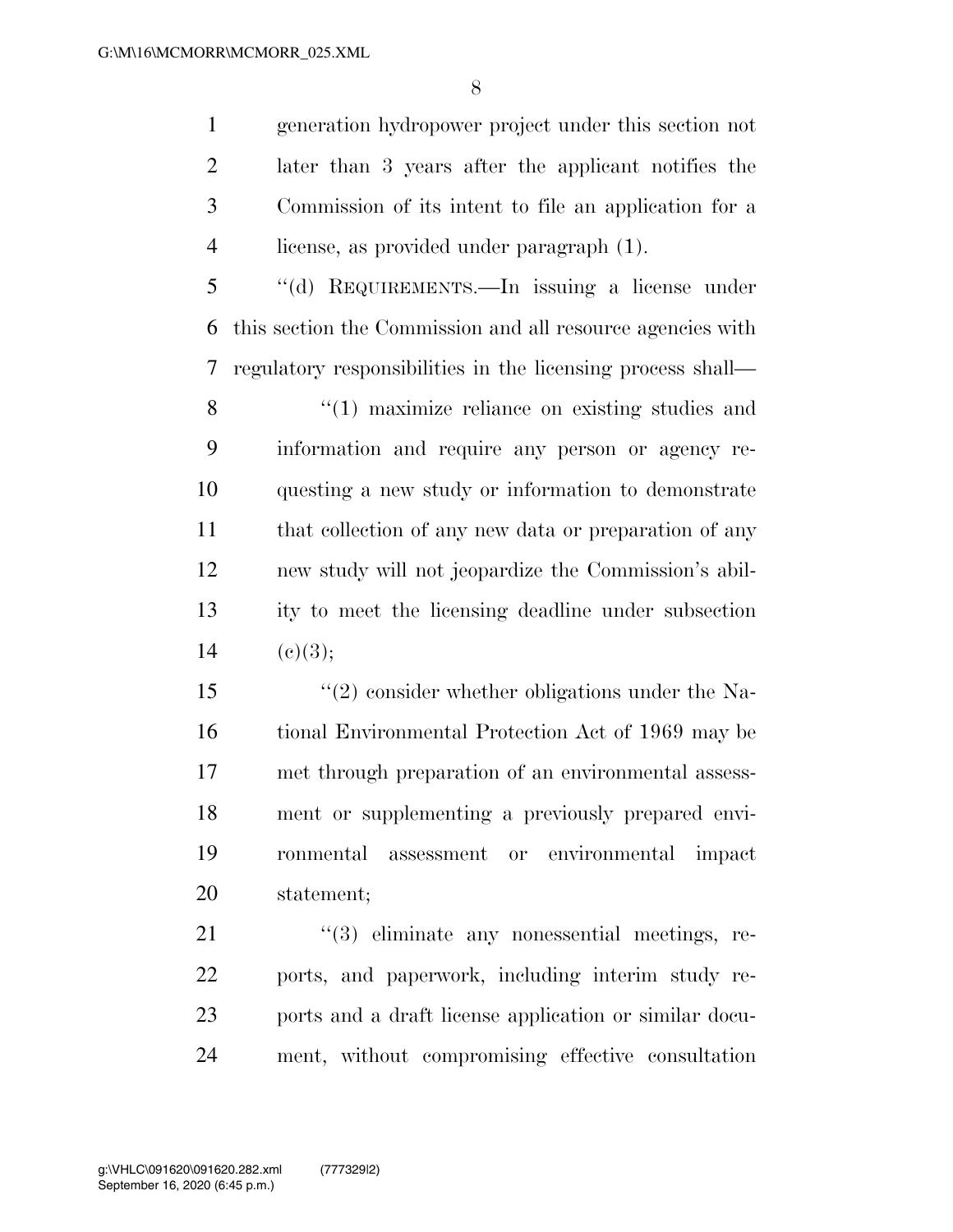generation hydropower project under this section not later than 3 years after the applicant notifies the Commission of its intent to file an application for a license, as provided under paragraph (1).

"(d) REQUIREMENTS.—In issuing a license under this section the Commission and all resource agencies with regulatory responsibilities in the licensing process shall—

"(1) maximize reliance on existing studies and information and require any person or agency requesting a new study or information to demonstrate that collection of any new data or preparation of any new study will not jeopardize the Commission's ability to meet the licensing deadline under subsection (c)(3);

"(2) consider whether obligations under the National Environmental Protection Act of 1969 may be met through preparation of an environmental assessment or supplementing a previously prepared environmental assessment or environmental impact statement;

"(3) eliminate any nonessential meetings, reports, and paperwork, including interim study reports and a draft license application or similar document, without compromising effective consultation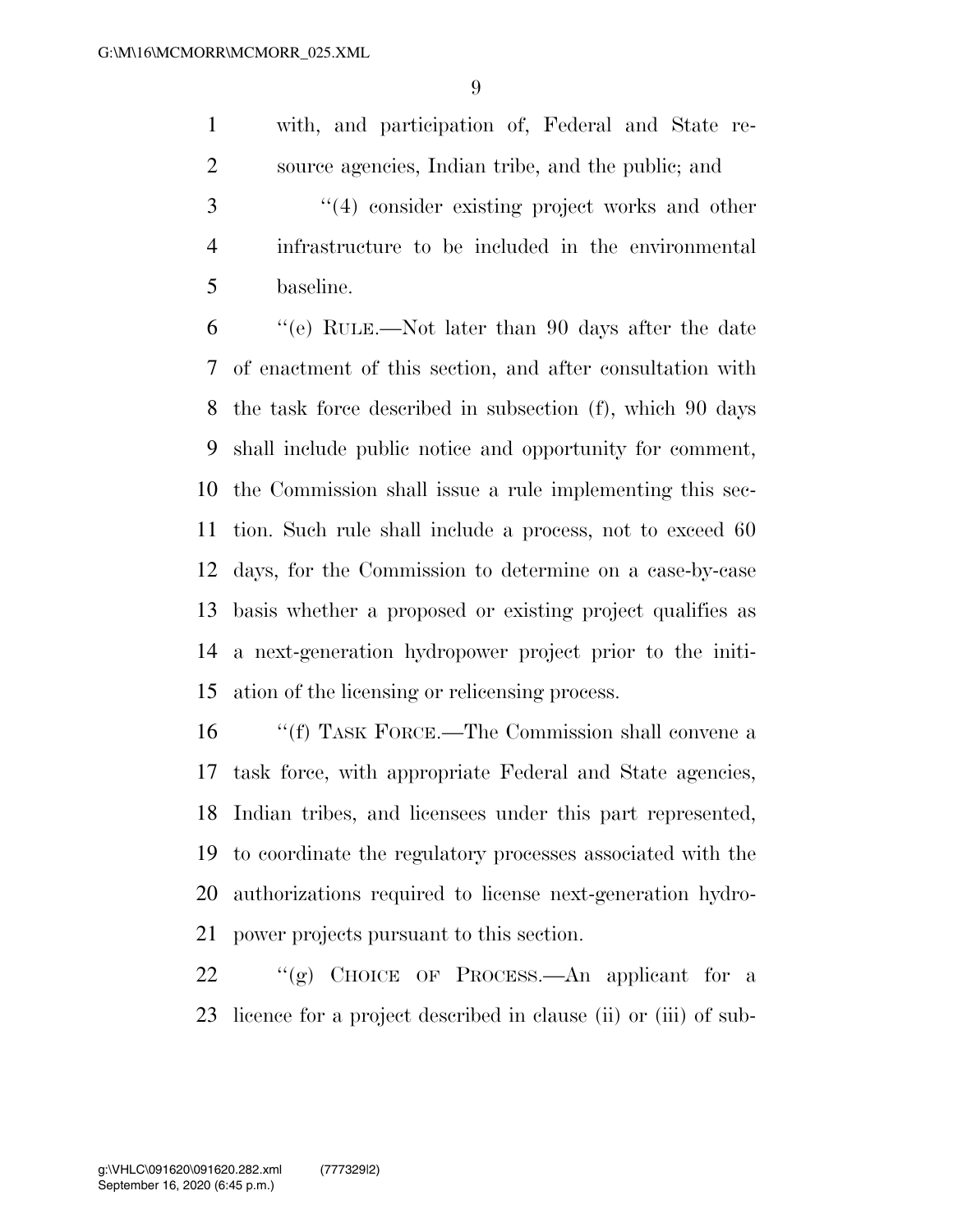with, and participation of, Federal and State resource agencies, Indian tribe, and the public; and

"(4) consider existing project works and other infrastructure to be included in the environmental baseline.

"(e) RULE.—Not later than 90 days after the date of enactment of this section, and after consultation with the task force described in subsection (f), which 90 days shall include public notice and opportunity for comment, the Commission shall issue a rule implementing this section. Such rule shall include a process, not to exceed 60 days, for the Commission to determine on a case-by-case basis whether a proposed or existing project qualifies as a next-generation hydropower project prior to the initiation of the licensing or relicensing process.

"(f) TASK FORCE.—The Commission shall convene a task force, with appropriate Federal and State agencies, Indian tribes, and licensees under this part represented, to coordinate the regulatory processes associated with the authorizations required to license next-generation hydropower projects pursuant to this section.

"(g) CHOICE OF PROCESS.—An applicant for a licence for a project described in clause (ii) or (iii) of sub-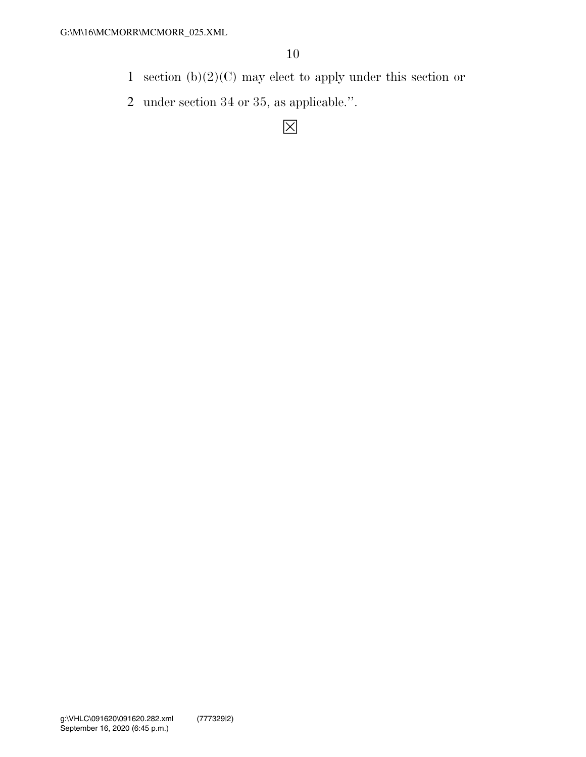section (b)(2)(C) may elect to apply under this section or under section 34 or 35, as applicable.''.

☒